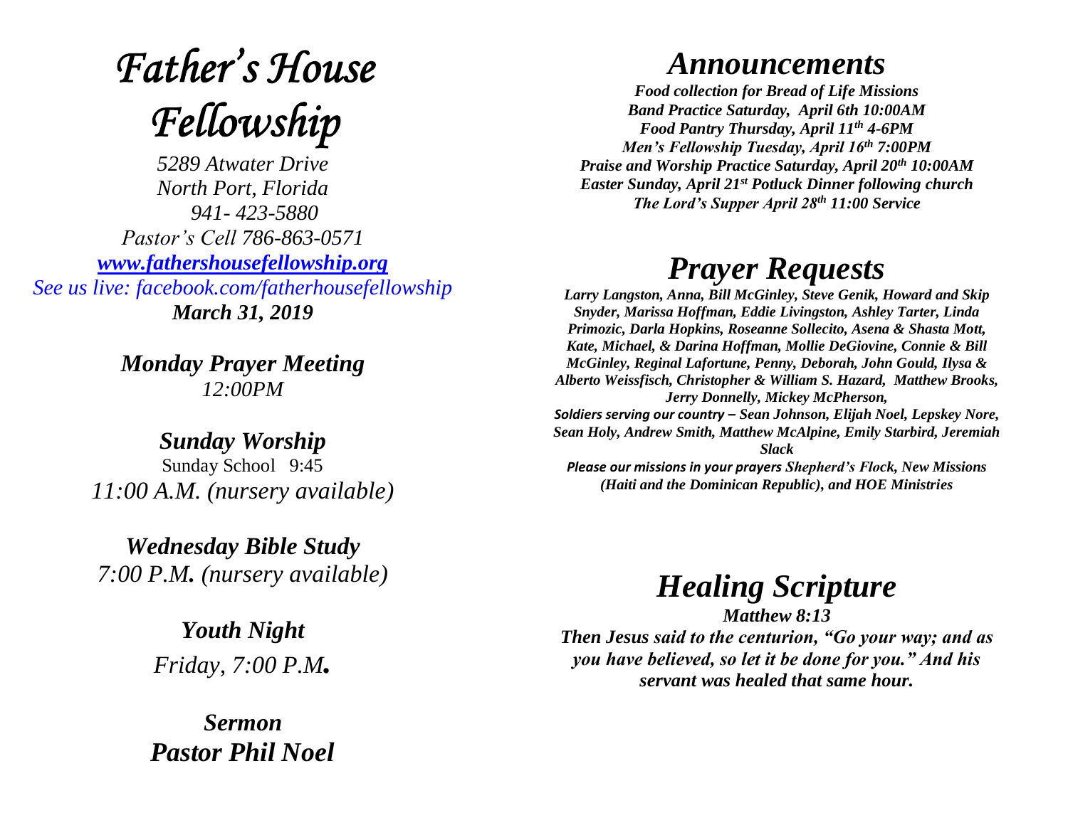# *Father's House Fellowship*

*5289 Atwater Drive*
*North Port, Florida*
*941- 423-5880*
*Pastor's Cell 786-863-0571*
*[www.fathershousefellowship.org](http://www.fathershousefellowship.org)*
*See us live: facebook.com/fatherhousefellowship*
***March 31, 2019***

***Monday Prayer Meeting***
*12:00PM*

***Sunday Worship***
Sunday School 9:45
*11:00 A.M. (nursery available)*

***Wednesday Bible Study***
*7:00 P.M. (nursery available)*

***Youth Night***
*Friday, 7:00 P.M.*

***Sermon***
***Pastor Phil Noel***

## *Announcements*

***Food collection for Bread of Life Missions***
***Band Practice Saturday, April 6th 10:00AM***
***Food Pantry Thursday, April 11th 4-6PM***
***Men's Fellowship Tuesday, April 16th 7:00PM***
***Praise and Worship Practice Saturday, April 20th 10:00AM***
***Easter Sunday, April 21st Potluck Dinner following church***
***The Lord's Supper April 28th 11:00 Service***

## *Prayer Requests*

***Larry Langston, Anna, Bill McGinley, Steve Genik, Howard and Skip Snyder, Marissa Hoffman, Eddie Livingston, Ashley Tarter, Linda Primozic, Darla Hopkins, Roseanne Sollecito, Asena & Shasta Mott, Kate, Michael, & Darina Hoffman, Mollie DeGiovine, Connie & Bill McGinley, Reginal Lafortune, Penny, Deborah, John Gould, Ilysa & Alberto Weissfisch, Christopher & William S. Hazard, Matthew Brooks, Jerry Donnelly, Mickey McPherson,***
***Soldiers serving our country – Sean Johnson, Elijah Noel, Lepskey Nore, Sean Holy, Andrew Smith, Matthew McAlpine, Emily Starbird, Jeremiah Slack***
***Please our missions in your prayers Shepherd's Flock, New Missions (Haiti and the Dominican Republic), and HOE Ministries***

## *Healing Scripture*

***Matthew 8:13***
***Then Jesus said to the centurion, "Go your way; and as you have believed, so let it be done for you." And his servant was healed that same hour.***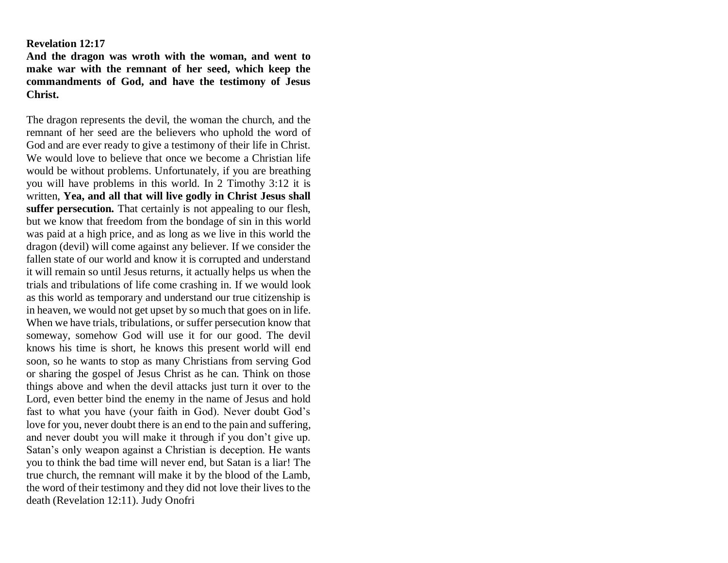**Revelation 12:17**
**And the dragon was wroth with the woman, and went to make war with the remnant of her seed, which keep the commandments of God, and have the testimony of Jesus Christ.**

The dragon represents the devil, the woman the church, and the remnant of her seed are the believers who uphold the word of God and are ever ready to give a testimony of their life in Christ. We would love to believe that once we become a Christian life would be without problems. Unfortunately, if you are breathing you will have problems in this world. In 2 Timothy 3:12 it is written, **Yea, and all that will live godly in Christ Jesus shall suffer persecution.** That certainly is not appealing to our flesh, but we know that freedom from the bondage of sin in this world was paid at a high price, and as long as we live in this world the dragon (devil) will come against any believer. If we consider the fallen state of our world and know it is corrupted and understand it will remain so until Jesus returns, it actually helps us when the trials and tribulations of life come crashing in. If we would look as this world as temporary and understand our true citizenship is in heaven, we would not get upset by so much that goes on in life. When we have trials, tribulations, or suffer persecution know that someway, somehow God will use it for our good. The devil knows his time is short, he knows this present world will end soon, so he wants to stop as many Christians from serving God or sharing the gospel of Jesus Christ as he can. Think on those things above and when the devil attacks just turn it over to the Lord, even better bind the enemy in the name of Jesus and hold fast to what you have (your faith in God). Never doubt God's love for you, never doubt there is an end to the pain and suffering, and never doubt you will make it through if you don't give up. Satan's only weapon against a Christian is deception. He wants you to think the bad time will never end, but Satan is a liar! The true church, the remnant will make it by the blood of the Lamb, the word of their testimony and they did not love their lives to the death (Revelation 12:11). Judy Onofri